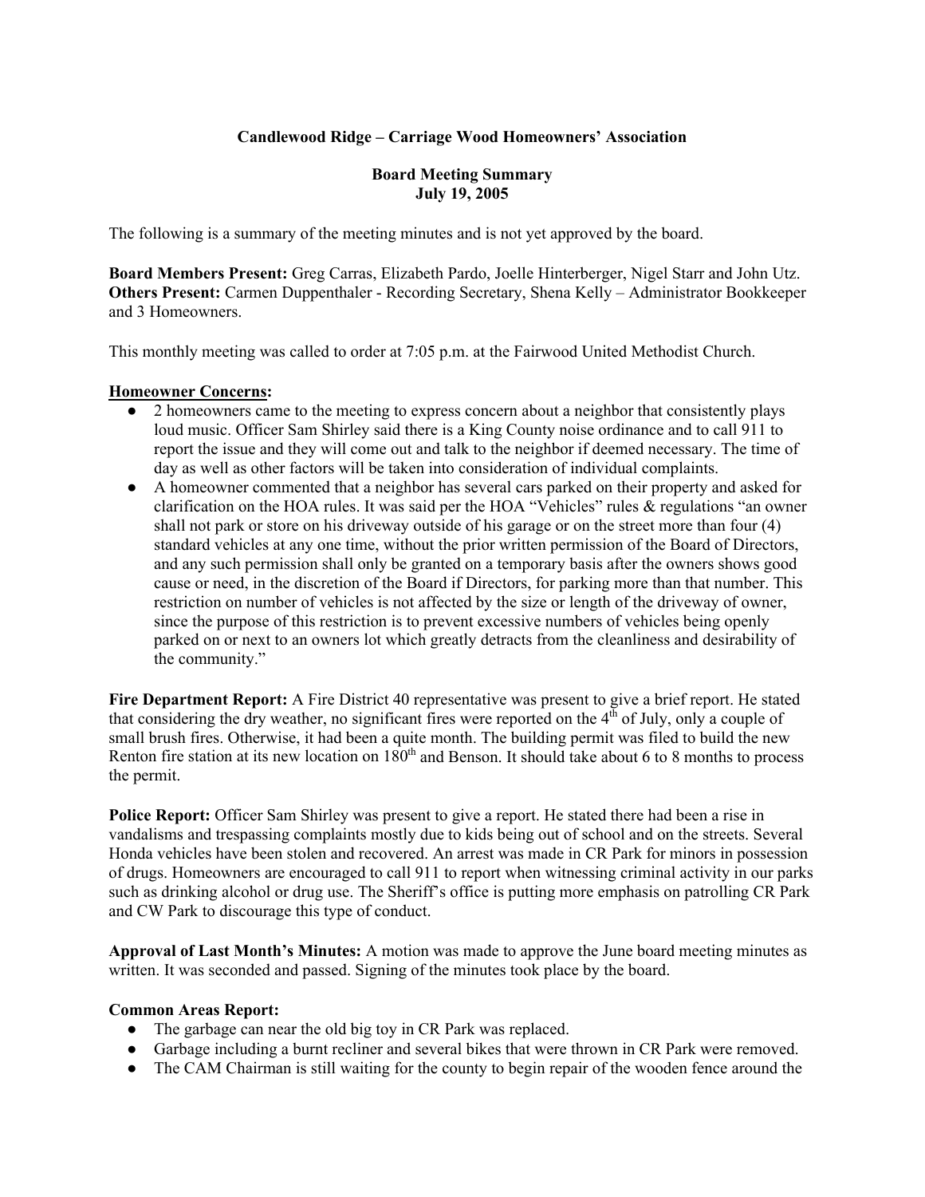**Candlewood Ridge – Carriage Wood Homeowners' Association**

**Board Meeting Summary**
**July 19, 2005**

The following is a summary of the meeting minutes and is not yet approved by the board.

**Board Members Present:** Greg Carras, Elizabeth Pardo, Joelle Hinterberger, Nigel Starr and John Utz.
**Others Present:** Carmen Duppenthaler - Recording Secretary, Shena Kelly – Administrator Bookkeeper and 3 Homeowners.

This monthly meeting was called to order at 7:05 p.m. at the Fairwood United Methodist Church.

**Homeowner Concerns:**

- 2 homeowners came to the meeting to express concern about a neighbor that consistently plays loud music. Officer Sam Shirley said there is a King County noise ordinance and to call 911 to report the issue and they will come out and talk to the neighbor if deemed necessary. The time of day as well as other factors will be taken into consideration of individual complaints.
- A homeowner commented that a neighbor has several cars parked on their property and asked for clarification on the HOA rules. It was said per the HOA "Vehicles" rules & regulations "an owner shall not park or store on his driveway outside of his garage or on the street more than four (4) standard vehicles at any one time, without the prior written permission of the Board of Directors, and any such permission shall only be granted on a temporary basis after the owners shows good cause or need, in the discretion of the Board if Directors, for parking more than that number. This restriction on number of vehicles is not affected by the size or length of the driveway of owner, since the purpose of this restriction is to prevent excessive numbers of vehicles being openly parked on or next to an owners lot which greatly detracts from the cleanliness and desirability of the community."

**Fire Department Report:** A Fire District 40 representative was present to give a brief report. He stated that considering the dry weather, no significant fires were reported on the 4th of July, only a couple of small brush fires. Otherwise, it had been a quite month. The building permit was filed to build the new Renton fire station at its new location on 180th and Benson. It should take about 6 to 8 months to process the permit.

**Police Report:** Officer Sam Shirley was present to give a report. He stated there had been a rise in vandalisms and trespassing complaints mostly due to kids being out of school and on the streets. Several Honda vehicles have been stolen and recovered. An arrest was made in CR Park for minors in possession of drugs. Homeowners are encouraged to call 911 to report when witnessing criminal activity in our parks such as drinking alcohol or drug use. The Sheriff's office is putting more emphasis on patrolling CR Park and CW Park to discourage this type of conduct.

**Approval of Last Month's Minutes:** A motion was made to approve the June board meeting minutes as written. It was seconded and passed. Signing of the minutes took place by the board.

**Common Areas Report:**

- The garbage can near the old big toy in CR Park was replaced.
- Garbage including a burnt recliner and several bikes that were thrown in CR Park were removed.
- The CAM Chairman is still waiting for the county to begin repair of the wooden fence around the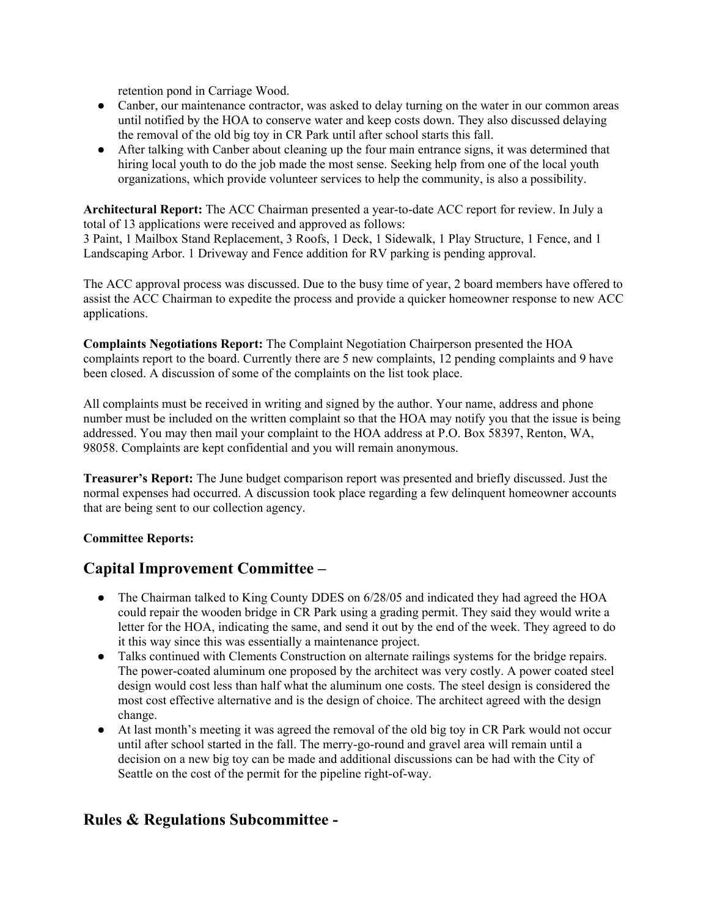retention pond in Carriage Wood.

- Canber, our maintenance contractor, was asked to delay turning on the water in our common areas until notified by the HOA to conserve water and keep costs down. They also discussed delaying the removal of the old big toy in CR Park until after school starts this fall.
- After talking with Canber about cleaning up the four main entrance signs, it was determined that hiring local youth to do the job made the most sense. Seeking help from one of the local youth organizations, which provide volunteer services to help the community, is also a possibility.

**Architectural Report:** The ACC Chairman presented a year-to-date ACC report for review. In July a total of 13 applications were received and approved as follows:
3 Paint, 1 Mailbox Stand Replacement, 3 Roofs, 1 Deck, 1 Sidewalk, 1 Play Structure, 1 Fence, and 1 Landscaping Arbor. 1 Driveway and Fence addition for RV parking is pending approval.

The ACC approval process was discussed. Due to the busy time of year, 2 board members have offered to assist the ACC Chairman to expedite the process and provide a quicker homeowner response to new ACC applications.

**Complaints Negotiations Report:** The Complaint Negotiation Chairperson presented the HOA complaints report to the board. Currently there are 5 new complaints, 12 pending complaints and 9 have been closed. A discussion of some of the complaints on the list took place.

All complaints must be received in writing and signed by the author. Your name, address and phone number must be included on the written complaint so that the HOA may notify you that the issue is being addressed. You may then mail your complaint to the HOA address at P.O. Box 58397, Renton, WA, 98058. Complaints are kept confidential and you will remain anonymous.

**Treasurer's Report:** The June budget comparison report was presented and briefly discussed. Just the normal expenses had occurred. A discussion took place regarding a few delinquent homeowner accounts that are being sent to our collection agency.

**Committee Reports:**

## Capital Improvement Committee –

- The Chairman talked to King County DDES on 6/28/05 and indicated they had agreed the HOA could repair the wooden bridge in CR Park using a grading permit. They said they would write a letter for the HOA, indicating the same, and send it out by the end of the week. They agreed to do it this way since this was essentially a maintenance project.
- Talks continued with Clements Construction on alternate railings systems for the bridge repairs. The power-coated aluminum one proposed by the architect was very costly. A power coated steel design would cost less than half what the aluminum one costs. The steel design is considered the most cost effective alternative and is the design of choice. The architect agreed with the design change.
- At last month's meeting it was agreed the removal of the old big toy in CR Park would not occur until after school started in the fall. The merry-go-round and gravel area will remain until a decision on a new big toy can be made and additional discussions can be had with the City of Seattle on the cost of the permit for the pipeline right-of-way.

## Rules & Regulations Subcommittee -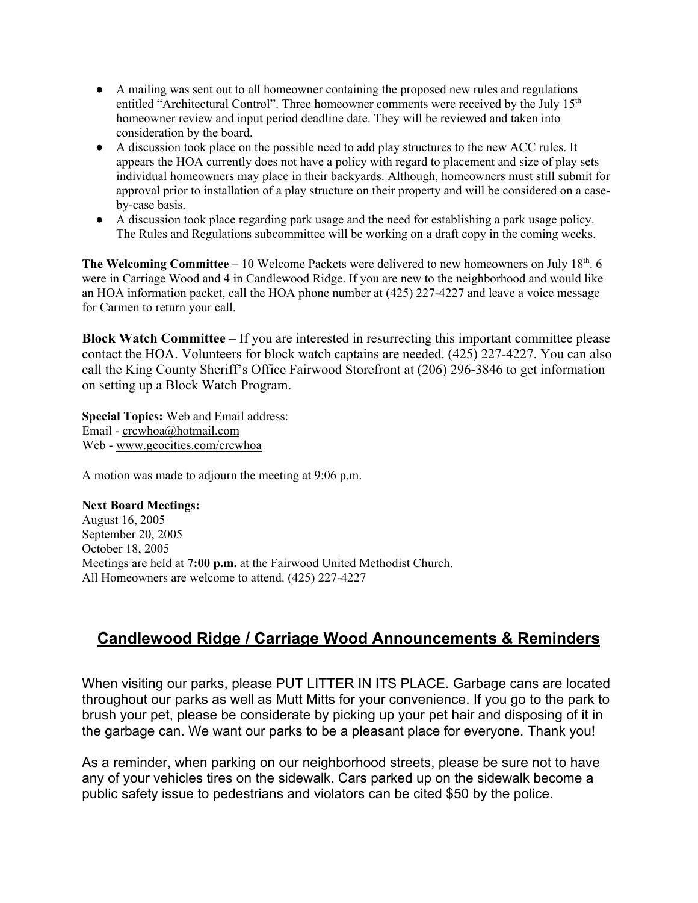- A mailing was sent out to all homeowner containing the proposed new rules and regulations entitled "Architectural Control". Three homeowner comments were received by the July 15th homeowner review and input period deadline date. They will be reviewed and taken into consideration by the board.
- A discussion took place on the possible need to add play structures to the new ACC rules. It appears the HOA currently does not have a policy with regard to placement and size of play sets individual homeowners may place in their backyards. Although, homeowners must still submit for approval prior to installation of a play structure on their property and will be considered on a case-by-case basis.
- A discussion took place regarding park usage and the need for establishing a park usage policy. The Rules and Regulations subcommittee will be working on a draft copy in the coming weeks.

**The Welcoming Committee** – 10 Welcome Packets were delivered to new homeowners on July 18th. 6 were in Carriage Wood and 4 in Candlewood Ridge. If you are new to the neighborhood and would like an HOA information packet, call the HOA phone number at (425) 227-4227 and leave a voice message for Carmen to return your call.

**Block Watch Committee** – If you are interested in resurrecting this important committee please contact the HOA. Volunteers for block watch captains are needed. (425) 227-4227. You can also call the King County Sheriff's Office Fairwood Storefront at (206) 296-3846 to get information on setting up a Block Watch Program.

**Special Topics:** Web and Email address:
Email - crcwhoa@hotmail.com
Web - www.geocities.com/crcwhoa

A motion was made to adjourn the meeting at 9:06 p.m.

**Next Board Meetings:**
August 16, 2005
September 20, 2005
October 18, 2005
Meetings are held at **7:00 p.m.** at the Fairwood United Methodist Church.
All Homeowners are welcome to attend. (425) 227-4227

## Candlewood Ridge / Carriage Wood Announcements & Reminders

When visiting our parks, please PUT LITTER IN ITS PLACE. Garbage cans are located throughout our parks as well as Mutt Mitts for your convenience. If you go to the park to brush your pet, please be considerate by picking up your pet hair and disposing of it in the garbage can. We want our parks to be a pleasant place for everyone. Thank you!

As a reminder, when parking on our neighborhood streets, please be sure not to have any of your vehicles tires on the sidewalk. Cars parked up on the sidewalk become a public safety issue to pedestrians and violators can be cited $50 by the police.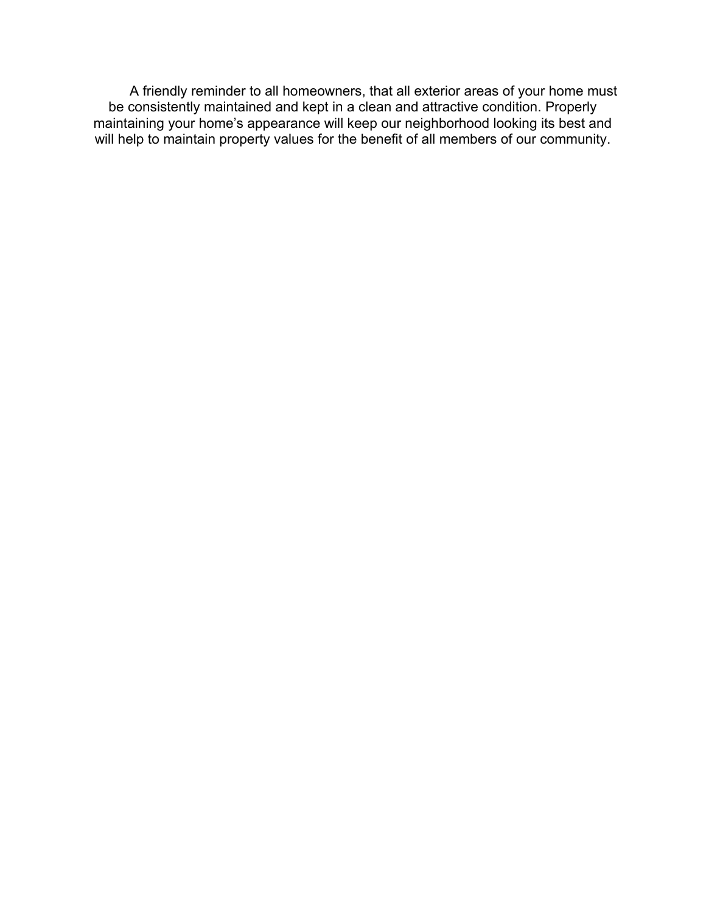A friendly reminder to all homeowners, that all exterior areas of your home must be consistently maintained and kept in a clean and attractive condition. Properly maintaining your home's appearance will keep our neighborhood looking its best and will help to maintain property values for the benefit of all members of our community.